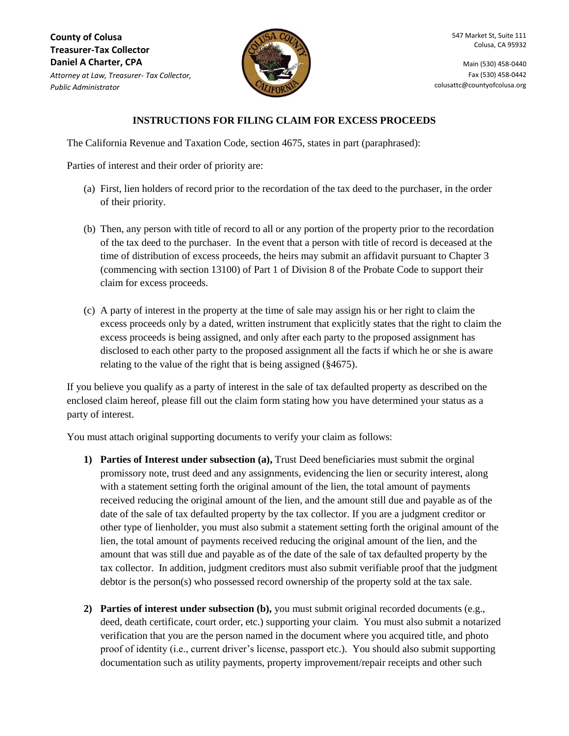**County of Colusa**
**Treasurer-Tax Collector**
**Daniel A Charter, CPA**
*Attorney at Law, Treasurer- Tax Collector, Public Administrator*

547 Market St, Suite 111
Colusa, CA 95932

Main (530) 458-0440
Fax (530) 458-0442
colusattc@countyofcolusa.org

## INSTRUCTIONS FOR FILING CLAIM FOR EXCESS PROCEEDS

The California Revenue and Taxation Code, section 4675, states in part (paraphrased):

Parties of interest and their order of priority are:

(a) First, lien holders of record prior to the recordation of the tax deed to the purchaser, in the order of their priority.

(b) Then, any person with title of record to all or any portion of the property prior to the recordation of the tax deed to the purchaser. In the event that a person with title of record is deceased at the time of distribution of excess proceeds, the heirs may submit an affidavit pursuant to Chapter 3 (commencing with section 13100) of Part 1 of Division 8 of the Probate Code to support their claim for excess proceeds.

(c) A party of interest in the property at the time of sale may assign his or her right to claim the excess proceeds only by a dated, written instrument that explicitly states that the right to claim the excess proceeds is being assigned, and only after each party to the proposed assignment has disclosed to each other party to the proposed assignment all the facts if which he or she is aware relating to the value of the right that is being assigned (§4675).

If you believe you qualify as a party of interest in the sale of tax defaulted property as described on the enclosed claim hereof, please fill out the claim form stating how you have determined your status as a party of interest.

You must attach original supporting documents to verify your claim as follows:

1) **Parties of Interest under subsection (a),** Trust Deed beneficiaries must submit the orginal promissory note, trust deed and any assignments, evidencing the lien or security interest, along with a statement setting forth the original amount of the lien, the total amount of payments received reducing the original amount of the lien, and the amount still due and payable as of the date of the sale of tax defaulted property by the tax collector. If you are a judgment creditor or other type of lienholder, you must also submit a statement setting forth the original amount of the lien, the total amount of payments received reducing the original amount of the lien, and the amount that was still due and payable as of the date of the sale of tax defaulted property by the tax collector. In addition, judgment creditors must also submit verifiable proof that the judgment debtor is the person(s) who possessed record ownership of the property sold at the tax sale.

2) **Parties of interest under subsection (b),** you must submit original recorded documents (e.g., deed, death certificate, court order, etc.) supporting your claim. You must also submit a notarized verification that you are the person named in the document where you acquired title, and photo proof of identity (i.e., current driver's license, passport etc.). You should also submit supporting documentation such as utility payments, property improvement/repair receipts and other such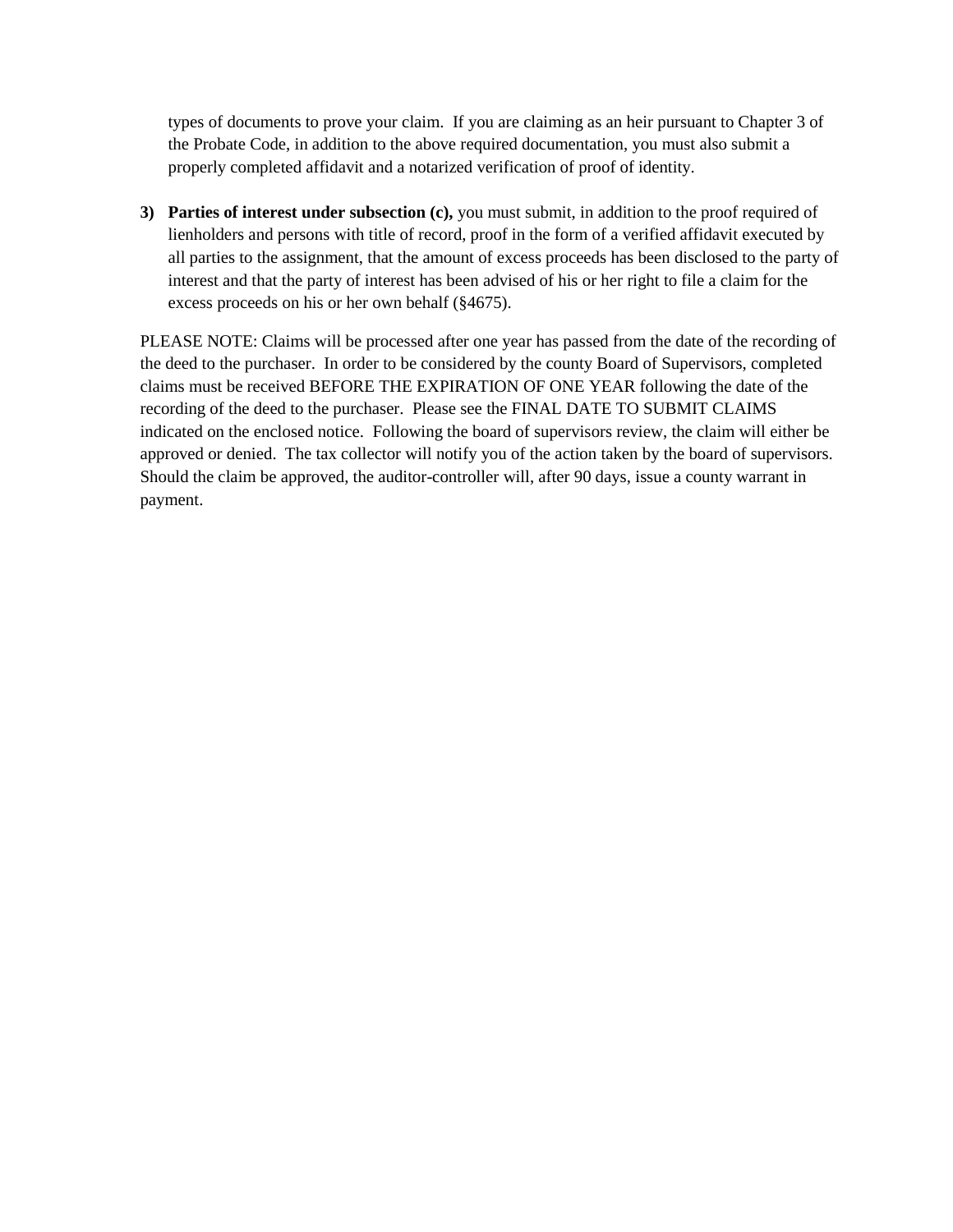types of documents to prove your claim. If you are claiming as an heir pursuant to Chapter 3 of the Probate Code, in addition to the above required documentation, you must also submit a properly completed affidavit and a notarized verification of proof of identity.

3) **Parties of interest under subsection (c),** you must submit, in addition to the proof required of lienholders and persons with title of record, proof in the form of a verified affidavit executed by all parties to the assignment, that the amount of excess proceeds has been disclosed to the party of interest and that the party of interest has been advised of his or her right to file a claim for the excess proceeds on his or her own behalf (§4675).

PLEASE NOTE: Claims will be processed after one year has passed from the date of the recording of the deed to the purchaser. In order to be considered by the county Board of Supervisors, completed claims must be received BEFORE THE EXPIRATION OF ONE YEAR following the date of the recording of the deed to the purchaser. Please see the FINAL DATE TO SUBMIT CLAIMS indicated on the enclosed notice. Following the board of supervisors review, the claim will either be approved or denied. The tax collector will notify you of the action taken by the board of supervisors. Should the claim be approved, the auditor-controller will, after 90 days, issue a county warrant in payment.